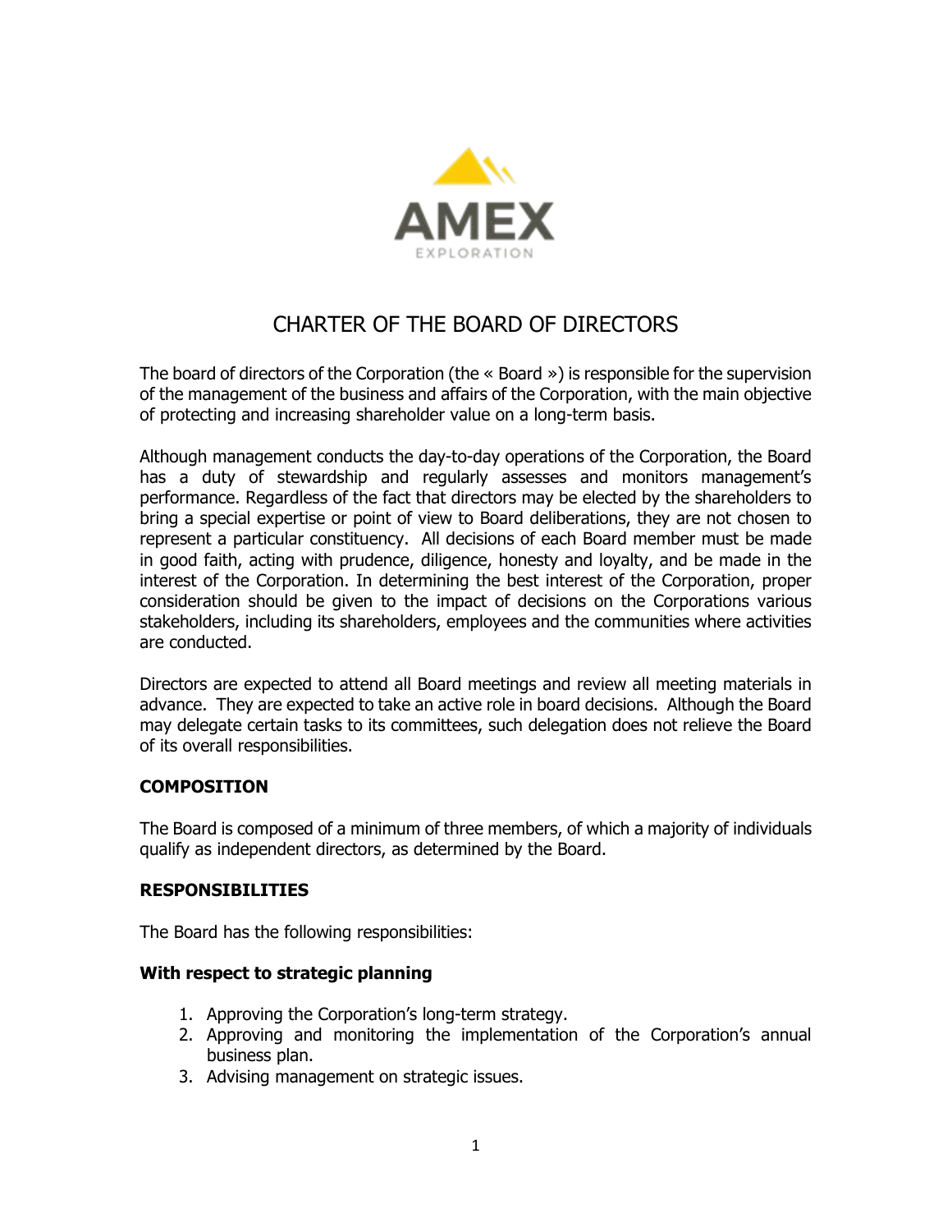# CHARTER OF THE BOARD OF DIRECTORS

The board of directors of the Corporation (the « Board ») is responsible for the supervision of the management of the business and affairs of the Corporation, with the main objective of protecting and increasing shareholder value on a long-term basis.

Although management conducts the day-to-day operations of the Corporation, the Board has a duty of stewardship and regularly assesses and monitors management's performance. Regardless of the fact that directors may be elected by the shareholders to bring a special expertise or point of view to Board deliberations, they are not chosen to represent a particular constituency. All decisions of each Board member must be made in good faith, acting with prudence, diligence, honesty and loyalty, and be made in the interest of the Corporation. In determining the best interest of the Corporation, proper consideration should be given to the impact of decisions on the Corporations various stakeholders, including its shareholders, employees and the communities where activities are conducted.

Directors are expected to attend all Board meetings and review all meeting materials in advance. They are expected to take an active role in board decisions. Although the Board may delegate certain tasks to its committees, such delegation does not relieve the Board of its overall responsibilities.

## COMPOSITION

The Board is composed of a minimum of three members, of which a majority of individuals qualify as independent directors, as determined by the Board.

## RESPONSIBILITIES

The Board has the following responsibilities:

### With respect to strategic planning

1. Approving the Corporation's long-term strategy.
2. Approving and monitoring the implementation of the Corporation's annual business plan.
3. Advising management on strategic issues.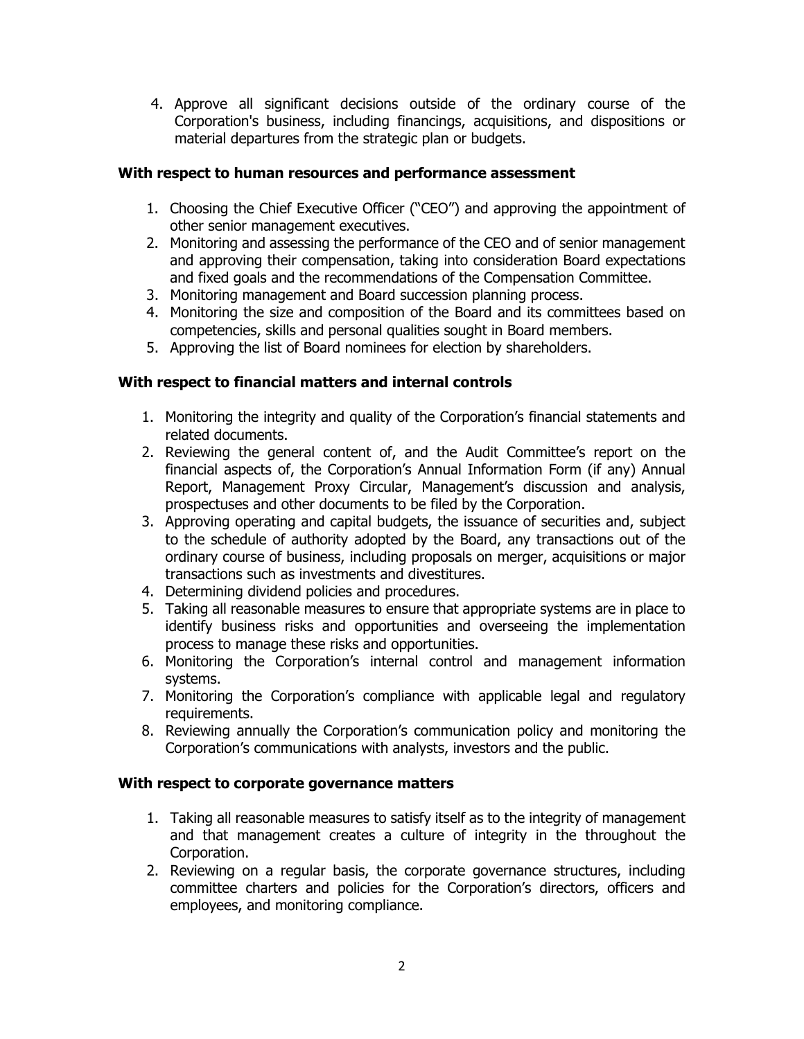4. Approve all significant decisions outside of the ordinary course of the Corporation's business, including financings, acquisitions, and dispositions or material departures from the strategic plan or budgets.

**With respect to human resources and performance assessment**

1. Choosing the Chief Executive Officer ("CEO") and approving the appointment of other senior management executives.
2. Monitoring and assessing the performance of the CEO and of senior management and approving their compensation, taking into consideration Board expectations and fixed goals and the recommendations of the Compensation Committee.
3. Monitoring management and Board succession planning process.
4. Monitoring the size and composition of the Board and its committees based on competencies, skills and personal qualities sought in Board members.
5. Approving the list of Board nominees for election by shareholders.

**With respect to financial matters and internal controls**

1. Monitoring the integrity and quality of the Corporation's financial statements and related documents.
2. Reviewing the general content of, and the Audit Committee's report on the financial aspects of, the Corporation's Annual Information Form (if any) Annual Report, Management Proxy Circular, Management's discussion and analysis, prospectuses and other documents to be filed by the Corporation.
3. Approving operating and capital budgets, the issuance of securities and, subject to the schedule of authority adopted by the Board, any transactions out of the ordinary course of business, including proposals on merger, acquisitions or major transactions such as investments and divestitures.
4. Determining dividend policies and procedures.
5. Taking all reasonable measures to ensure that appropriate systems are in place to identify business risks and opportunities and overseeing the implementation process to manage these risks and opportunities.
6. Monitoring the Corporation's internal control and management information systems.
7. Monitoring the Corporation's compliance with applicable legal and regulatory requirements.
8. Reviewing annually the Corporation's communication policy and monitoring the Corporation's communications with analysts, investors and the public.

**With respect to corporate governance matters**

1. Taking all reasonable measures to satisfy itself as to the integrity of management and that management creates a culture of integrity in the throughout the Corporation.
2. Reviewing on a regular basis, the corporate governance structures, including committee charters and policies for the Corporation's directors, officers and employees, and monitoring compliance.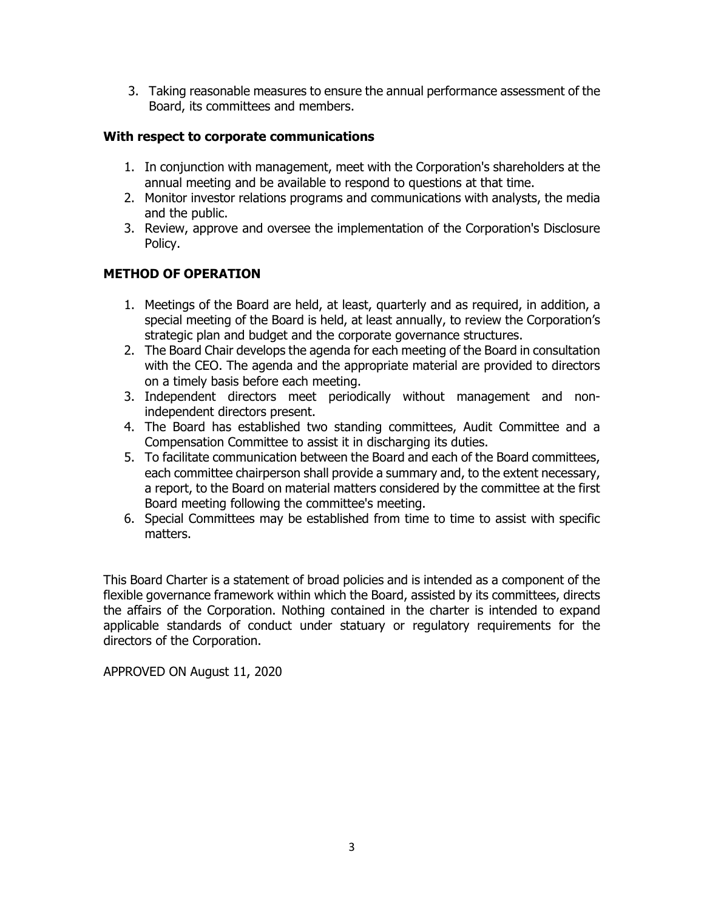3. Taking reasonable measures to ensure the annual performance assessment of the Board, its committees and members.

### With respect to corporate communications

1. In conjunction with management, meet with the Corporation's shareholders at the annual meeting and be available to respond to questions at that time.
2. Monitor investor relations programs and communications with analysts, the media and the public.
3. Review, approve and oversee the implementation of the Corporation's Disclosure Policy.

## METHOD OF OPERATION

1. Meetings of the Board are held, at least, quarterly and as required, in addition, a special meeting of the Board is held, at least annually, to review the Corporation's strategic plan and budget and the corporate governance structures.
2. The Board Chair develops the agenda for each meeting of the Board in consultation with the CEO. The agenda and the appropriate material are provided to directors on a timely basis before each meeting.
3. Independent directors meet periodically without management and non-independent directors present.
4. The Board has established two standing committees, Audit Committee and a Compensation Committee to assist it in discharging its duties.
5. To facilitate communication between the Board and each of the Board committees, each committee chairperson shall provide a summary and, to the extent necessary, a report, to the Board on material matters considered by the committee at the first Board meeting following the committee's meeting.
6. Special Committees may be established from time to time to assist with specific matters.

This Board Charter is a statement of broad policies and is intended as a component of the flexible governance framework within which the Board, assisted by its committees, directs the affairs of the Corporation. Nothing contained in the charter is intended to expand applicable standards of conduct under statuary or regulatory requirements for the directors of the Corporation.

APPROVED ON August 11, 2020